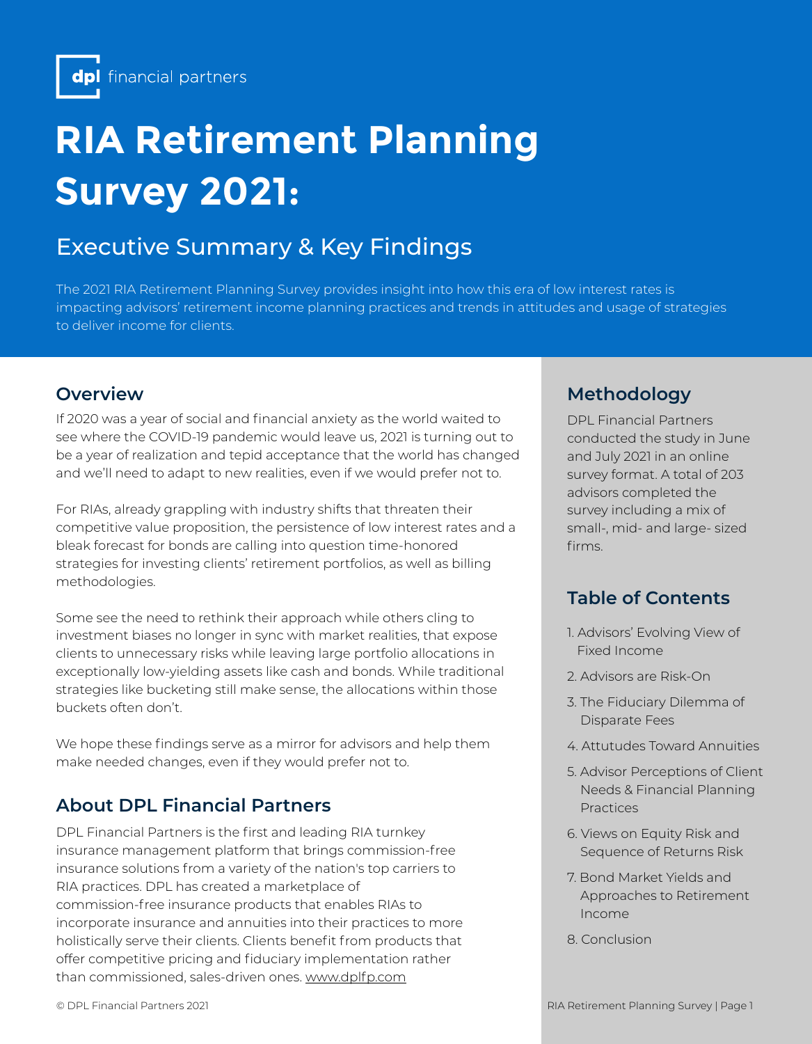dpl financial partners

# RIA Retirement Planning Survey 2021:

## Executive Summary & Key Findings

The 2021 RIA Retirement Planning Survey provides insight into how this era of low interest rates is impacting advisors' retirement income planning practices and trends in attitudes and usage of strategies to deliver income for clients.

## Overview

If 2020 was a year of social and financial anxiety as the world waited to see where the COVID-19 pandemic would leave us, 2021 is turning out to be a year of realization and tepid acceptance that the world has changed and we'll need to adapt to new realities, even if we would prefer not to.

For RIAs, already grappling with industry shifts that threaten their competitive value proposition, the persistence of low interest rates and a bleak forecast for bonds are calling into question time-honored strategies for investing clients' retirement portfolios, as well as billing methodologies.

Some see the need to rethink their approach while others cling to investment biases no longer in sync with market realities, that expose clients to unnecessary risks while leaving large portfolio allocations in exceptionally low-yielding assets like cash and bonds. While traditional strategies like bucketing still make sense, the allocations within those buckets often don't.

We hope these findings serve as a mirror for advisors and help them make needed changes, even if they would prefer not to.

## About DPL Financial Partners

DPL Financial Partners is the first and leading RIA turnkey insurance management platform that brings commission-free insurance solutions from a variety of the nation's top carriers to RIA practices. DPL has created a marketplace of commission-free insurance products that enables RIAs to incorporate insurance and annuities into their practices to more holistically serve their clients. Clients benefit from products that offer competitive pricing and fiduciary implementation rather than commissioned, sales-driven ones. www.dplfp.com

## Methodology

DPL Financial Partners conducted the study in June and July 2021 in an online survey format. A total of 203 advisors completed the survey including a mix of small-, mid- and large- sized firms.

## Table of Contents

1. Advisors' Evolving View of Fixed Income
2. Advisors are Risk-On
3. The Fiduciary Dilemma of Disparate Fees
4. Attutudes Toward Annuities
5. Advisor Perceptions of Client Needs & Financial Planning Practices
6. Views on Equity Risk and Sequence of Returns Risk
7. Bond Market Yields and Approaches to Retirement Income
8. Conclusion

© DPL Financial Partners 2021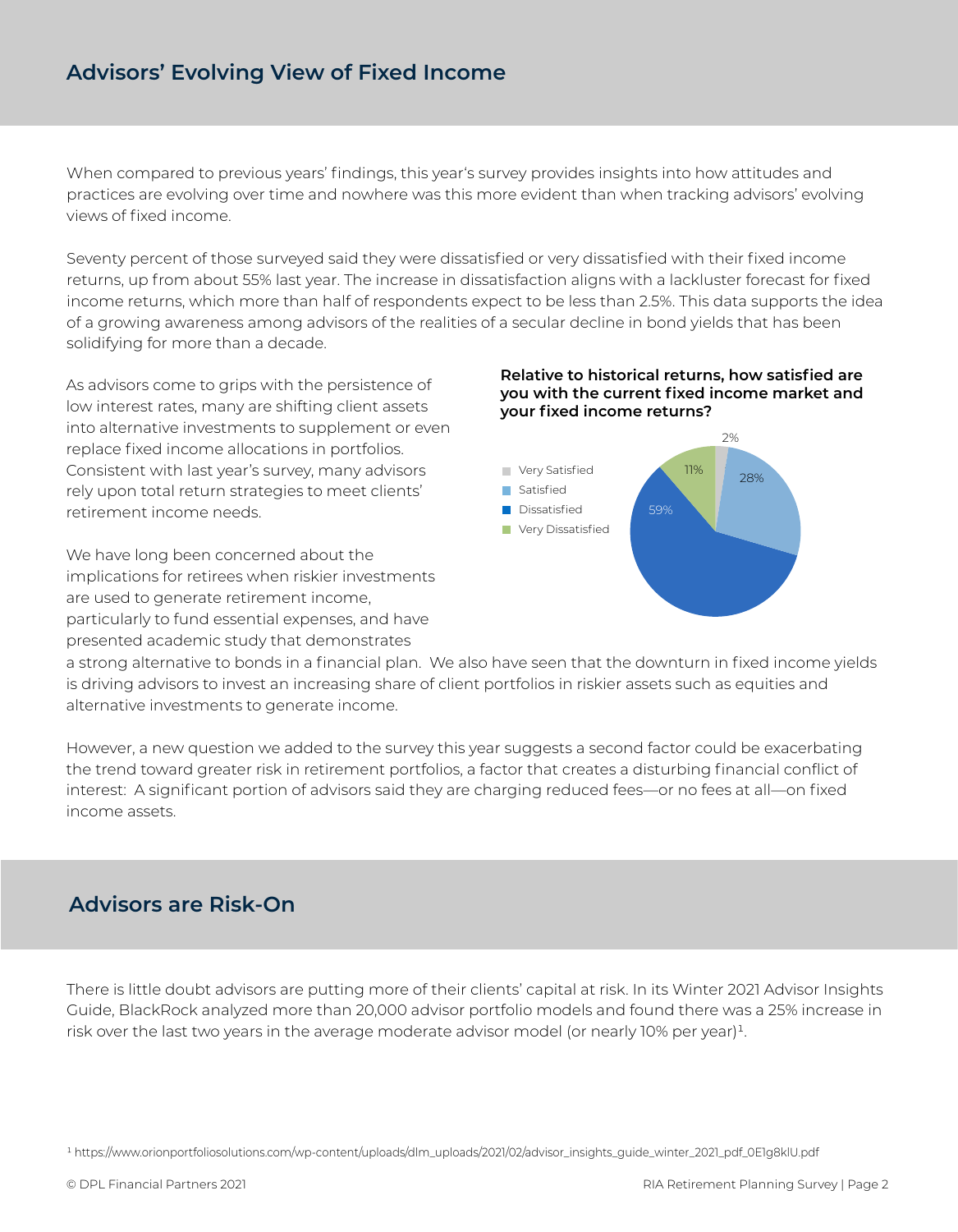## Advisors' Evolving View of Fixed Income

When compared to previous years' findings, this year's survey provides insights into how attitudes and practices are evolving over time and nowhere was this more evident than when tracking advisors' evolving views of fixed income.

Seventy percent of those surveyed said they were dissatisfied or very dissatisfied with their fixed income returns, up from about 55% last year. The increase in dissatisfaction aligns with a lackluster forecast for fixed income returns, which more than half of respondents expect to be less than 2.5%. This data supports the idea of a growing awareness among advisors of the realities of a secular decline in bond yields that has been solidifying for more than a decade.

As advisors come to grips with the persistence of low interest rates, many are shifting client assets into alternative investments to supplement or even replace fixed income allocations in portfolios. Consistent with last year's survey, many advisors rely upon total return strategies to meet clients' retirement income needs.

**Relative to historical returns, how satisfied are you with the current fixed income market and your fixed income returns?**

| Response | Percent |
| --- | --- |
| Very Satisfied | 2% |
| Satisfied | 28% |
| Dissatisfied | 59% |
| Very Dissatisfied | 11% |

We have long been concerned about the implications for retirees when riskier investments are used to generate retirement income, particularly to fund essential expenses, and have presented academic study that demonstrates a strong alternative to bonds in a financial plan. We also have seen that the downturn in fixed income yields is driving advisors to invest an increasing share of client portfolios in riskier assets such as equities and alternative investments to generate income.

However, a new question we added to the survey this year suggests a second factor could be exacerbating the trend toward greater risk in retirement portfolios, a factor that creates a disturbing financial conflict of interest: A significant portion of advisors said they are charging reduced fees—or no fees at all—on fixed income assets.

## Advisors are Risk-On

There is little doubt advisors are putting more of their clients' capital at risk. In its Winter 2021 Advisor Insights Guide, BlackRock analyzed more than 20,000 advisor portfolio models and found there was a 25% increase in risk over the last two years in the average moderate advisor model (or nearly 10% per year)[1].

[1] https://www.orionportfoliosolutions.com/wp-content/uploads/dlm_uploads/2021/02/advisor_insights_guide_winter_2021_pdf_0E1g8klU.pdf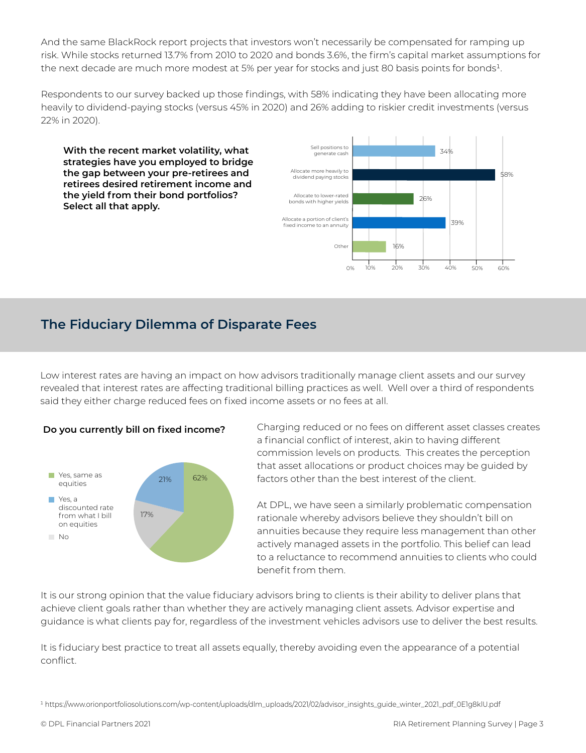And the same BlackRock report projects that investors won't necessarily be compensated for ramping up risk. While stocks returned 13.7% from 2010 to 2020 and bonds 3.6%, the firm's capital market assumptions for the next decade are much more modest at 5% per year for stocks and just 80 basis points for bonds[1].

Respondents to our survey backed up those findings, with 58% indicating they have been allocating more heavily to dividend-paying stocks (versus 45% in 2020) and 26% adding to riskier credit investments (versus 22% in 2020).

**With the recent market volatility, what strategies have you employed to bridge the gap between your pre-retirees and retirees desired retirement income and the yield from their bond portfolios? Select all that apply.**

| Strategy | Percentage |
|---|---|
| Sell positions to generate cash | 34% |
| Allocate more heavily to dividend paying stocks | 58% |
| Allocate to lower-rated bonds with higher yields | 26% |
| Allocate a portion of client's fixed income to an annuity | 39% |
| Other | 16% |

## The Fiduciary Dilemma of Disparate Fees

Low interest rates are having an impact on how advisors traditionally manage client assets and our survey revealed that interest rates are affecting traditional billing practices as well. Well over a third of respondents said they either charge reduced fees on fixed income assets or no fees at all.

**Do you currently bill on fixed income?**

| Response | Percentage |
|---|---|
| Yes, same as equities | 62% |
| Yes, a discounted rate from what I bill on equities | 21% |
| No | 17% |

Charging reduced or no fees on different asset classes creates a financial conflict of interest, akin to having different commission levels on products. This creates the perception that asset allocations or product choices may be guided by factors other than the best interest of the client.

At DPL, we have seen a similarly problematic compensation rationale whereby advisors believe they shouldn't bill on annuities because they require less management than other actively managed assets in the portfolio. This belief can lead to a reluctance to recommend annuities to clients who could benefit from them.

It is our strong opinion that the value fiduciary advisors bring to clients is their ability to deliver plans that achieve client goals rather than whether they are actively managing client assets. Advisor expertise and guidance is what clients pay for, regardless of the investment vehicles advisors use to deliver the best results.

It is fiduciary best practice to treat all assets equally, thereby avoiding even the appearance of a potential conflict.

[1] https://www.orionportfoliosolutions.com/wp-content/uploads/dlm_uploads/2021/02/advisor_insights_guide_winter_2021_pdf_0E1g8klU.pdf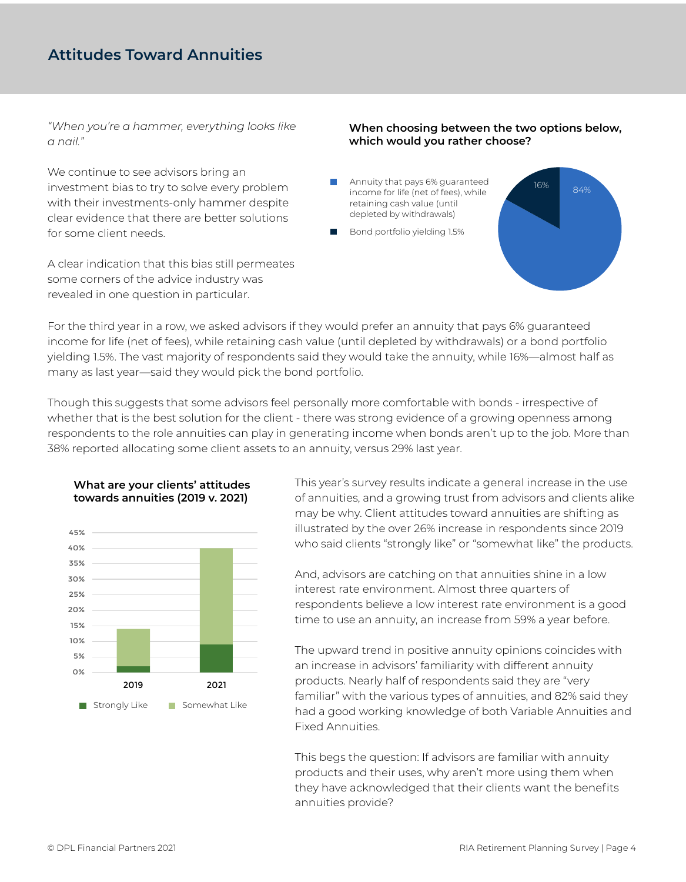## Attitudes Toward Annuities

*"When you're a hammer, everything looks like a nail."*

We continue to see advisors bring an investment bias to try to solve every problem with their investments-only hammer despite clear evidence that there are better solutions for some client needs.

A clear indication that this bias still permeates some corners of the advice industry was revealed in one question in particular.

**When choosing between the two options below, which would you rather choose?**

| Option | Share |
| --- | --- |
| Annuity that pays 6% guaranteed income for life (net of fees), while retaining cash value (until depleted by withdrawals) | 84% |
| Bond portfolio yielding 1.5% | 16% |

For the third year in a row, we asked advisors if they would prefer an annuity that pays 6% guaranteed income for life (net of fees), while retaining cash value (until depleted by withdrawals) or a bond portfolio yielding 1.5%. The vast majority of respondents said they would take the annuity, while 16%—almost half as many as last year—said they would pick the bond portfolio.

Though this suggests that some advisors feel personally more comfortable with bonds - irrespective of whether that is the best solution for the client - there was strong evidence of a growing openness among respondents to the role annuities can play in generating income when bonds aren't up to the job. More than 38% reported allocating some client assets to an annuity, versus 29% last year.

**What are your clients' attitudes towards annuities (2019 v. 2021)**

| Year | Strongly Like | Somewhat Like |
| --- | --- | --- |
| 2019 | ~2% | ~12% |
| 2021 | ~9% | ~31% |

This year's survey results indicate a general increase in the use of annuities, and a growing trust from advisors and clients alike may be why. Client attitudes toward annuities are shifting as illustrated by the over 26% increase in respondents since 2019 who said clients "strongly like" or "somewhat like" the products.

And, advisors are catching on that annuities shine in a low interest rate environment. Almost three quarters of respondents believe a low interest rate environment is a good time to use an annuity, an increase from 59% a year before.

The upward trend in positive annuity opinions coincides with an increase in advisors' familiarity with different annuity products. Nearly half of respondents said they are "very familiar" with the various types of annuities, and 82% said they had a good working knowledge of both Variable Annuities and Fixed Annuities.

This begs the question: If advisors are familiar with annuity products and their uses, why aren't more using them when they have acknowledged that their clients want the benefits annuities provide?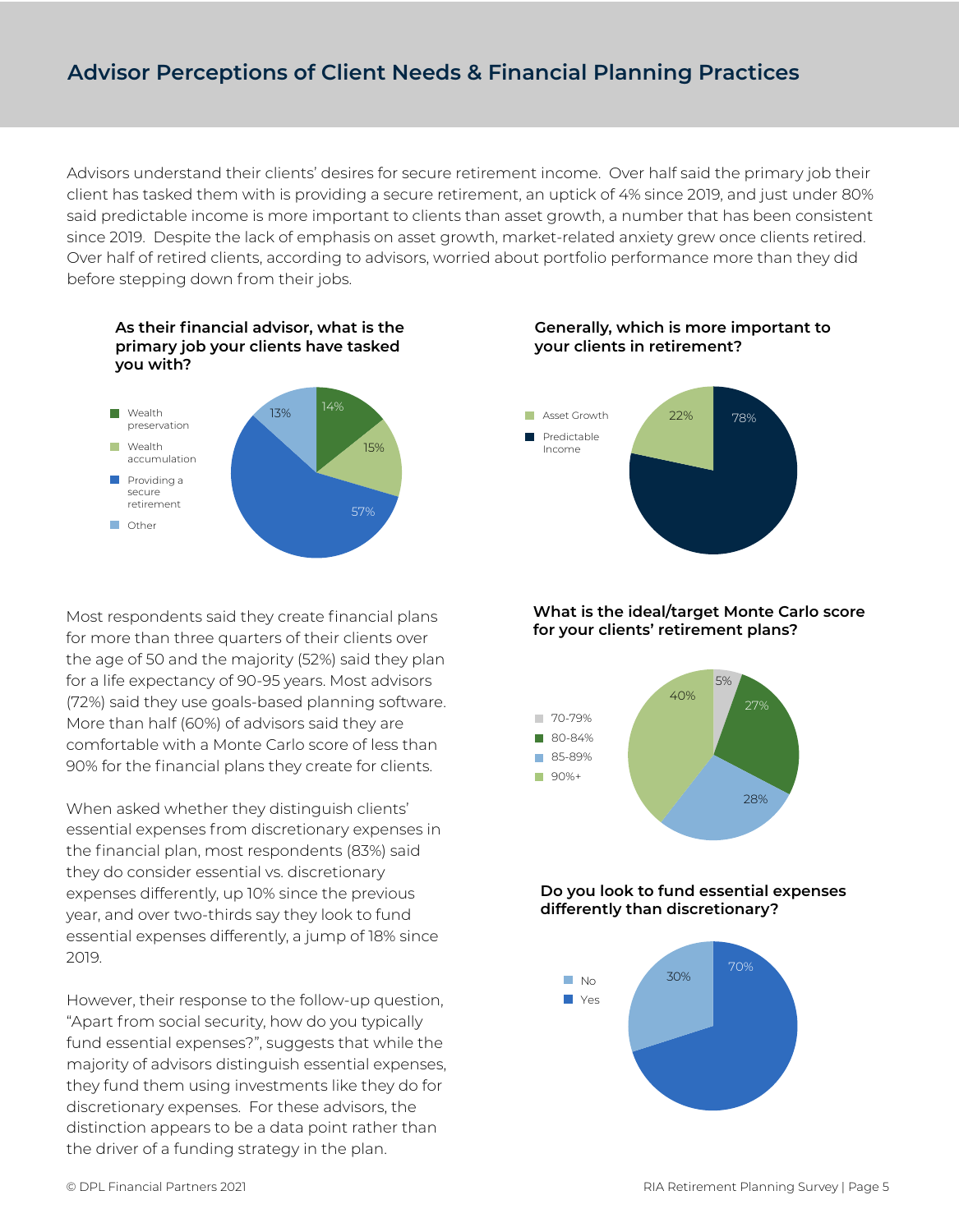## Advisor Perceptions of Client Needs & Financial Planning Practices

Advisors understand their clients' desires for secure retirement income. Over half said the primary job their client has tasked them with is providing a secure retirement, an uptick of 4% since 2019, and just under 80% said predictable income is more important to clients than asset growth, a number that has been consistent since 2019. Despite the lack of emphasis on asset growth, market-related anxiety grew once clients retired. Over half of retired clients, according to advisors, worried about portfolio performance more than they did before stepping down from their jobs.

**As their financial advisor, what is the primary job your clients have tasked you with?**

| Response | % |
| --- | --- |
| Wealth preservation | 14% |
| Wealth accumulation | 15% |
| Providing a secure retirement | 57% |
| Other | 13% |

**Generally, which is more important to your clients in retirement?**

| Response | % |
| --- | --- |
| Asset Growth | 22% |
| Predictable Income | 78% |

Most respondents said they create financial plans for more than three quarters of their clients over the age of 50 and the majority (52%) said they plan for a life expectancy of 90-95 years. Most advisors (72%) said they use goals-based planning software. More than half (60%) of advisors said they are comfortable with a Monte Carlo score of less than 90% for the financial plans they create for clients.

**What is the ideal/target Monte Carlo score for your clients' retirement plans?**

| Score | % |
| --- | --- |
| 70-79% | 5% |
| 80-84% | 27% |
| 85-89% | 28% |
| 90%+ | 40% |

When asked whether they distinguish clients' essential expenses from discretionary expenses in the financial plan, most respondents (83%) said they do consider essential vs. discretionary expenses differently, up 10% since the previous year, and over two-thirds say they look to fund essential expenses differently, a jump of 18% since 2019.

**Do you look to fund essential expenses differently than discretionary?**

| Response | % |
| --- | --- |
| No | 30% |
| Yes | 70% |

However, their response to the follow-up question, "Apart from social security, how do you typically fund essential expenses?", suggests that while the majority of advisors distinguish essential expenses, they fund them using investments like they do for discretionary expenses. For these advisors, the distinction appears to be a data point rather than the driver of a funding strategy in the plan.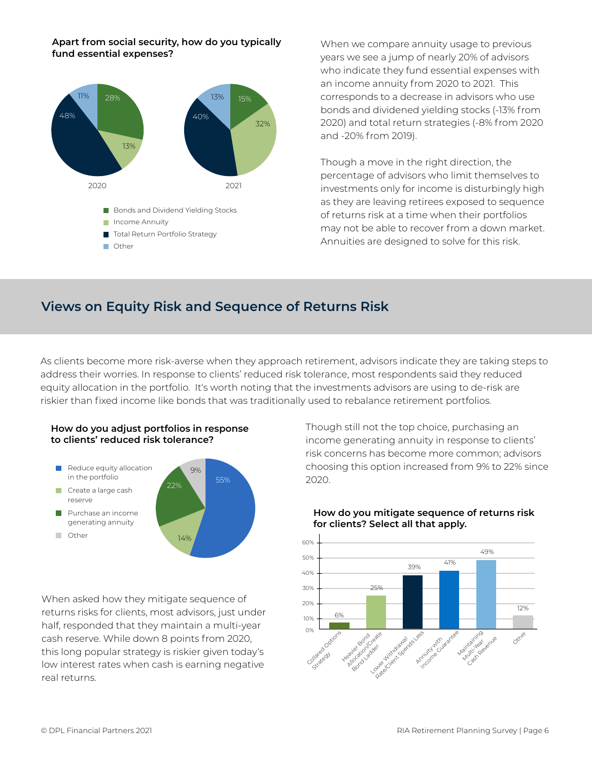**Apart from social security, how do you typically fund essential expenses?**

| | 2020 | 2021 |
|---|---|---|
| Bonds and Dividend Yielding Stocks | 28% | 15% |
| Income Annuity | 13% | 32% |
| Total Return Portfolio Strategy | 48% | 40% |
| Other | 11% | 13% |

When we compare annuity usage to previous years we see a jump of nearly 20% of advisors who indicate they fund essential expenses with an income annuity from 2020 to 2021. This corresponds to a decrease in advisors who use bonds and dividened yielding stocks (-13% from 2020) and total return strategies (-8% from 2020 and -20% from 2019).

Though a move in the right direction, the percentage of advisors who limit themselves to investments only for income is disturbingly high as they are leaving retirees exposed to sequence of returns risk at a time when their portfolios may not be able to recover from a down market. Annuities are designed to solve for this risk.

## Views on Equity Risk and Sequence of Returns Risk

As clients become more risk-averse when they approach retirement, advisors indicate they are taking steps to address their worries. In response to clients' reduced risk tolerance, most respondents said they reduced equity allocation in the portfolio. It's worth noting that the investments advisors are using to de-risk are riskier than fixed income like bonds that was traditionally used to rebalance retirement portfolios.

**How do you adjust portfolios in response to clients' reduced risk tolerance?**

| Response | % |
|---|---|
| Reduce equity allocation in the portfolio | 55% |
| Create a large cash reserve | 14% |
| Purchase an income generating annuity | 22% |
| Other | 9% |

Though still not the top choice, purchasing an income generating annuity in response to clients' risk concerns has become more common; advisors choosing this option increased from 9% to 22% since 2020.

When asked how they mitigate sequence of returns risks for clients, most advisors, just under half, responded that they maintain a multi-year cash reserve. While down 8 points from 2020, this long popular strategy is riskier given today's low interest rates when cash is earning negative real returns.

**How do you mitigate sequence of returns risk for clients? Select all that apply.**

| Strategy | % |
|---|---|
| Collared Options Strategy | 6% |
| Heavier Bond Allocation/Create Bond Ladder | 25% |
| Lower Withdrawal Rate/Client Spends Less | 39% |
| Annuity with Income Guarantee | 41% |
| Maintaining Multi-Year Cash Revenue | 49% |
| Other | 12% |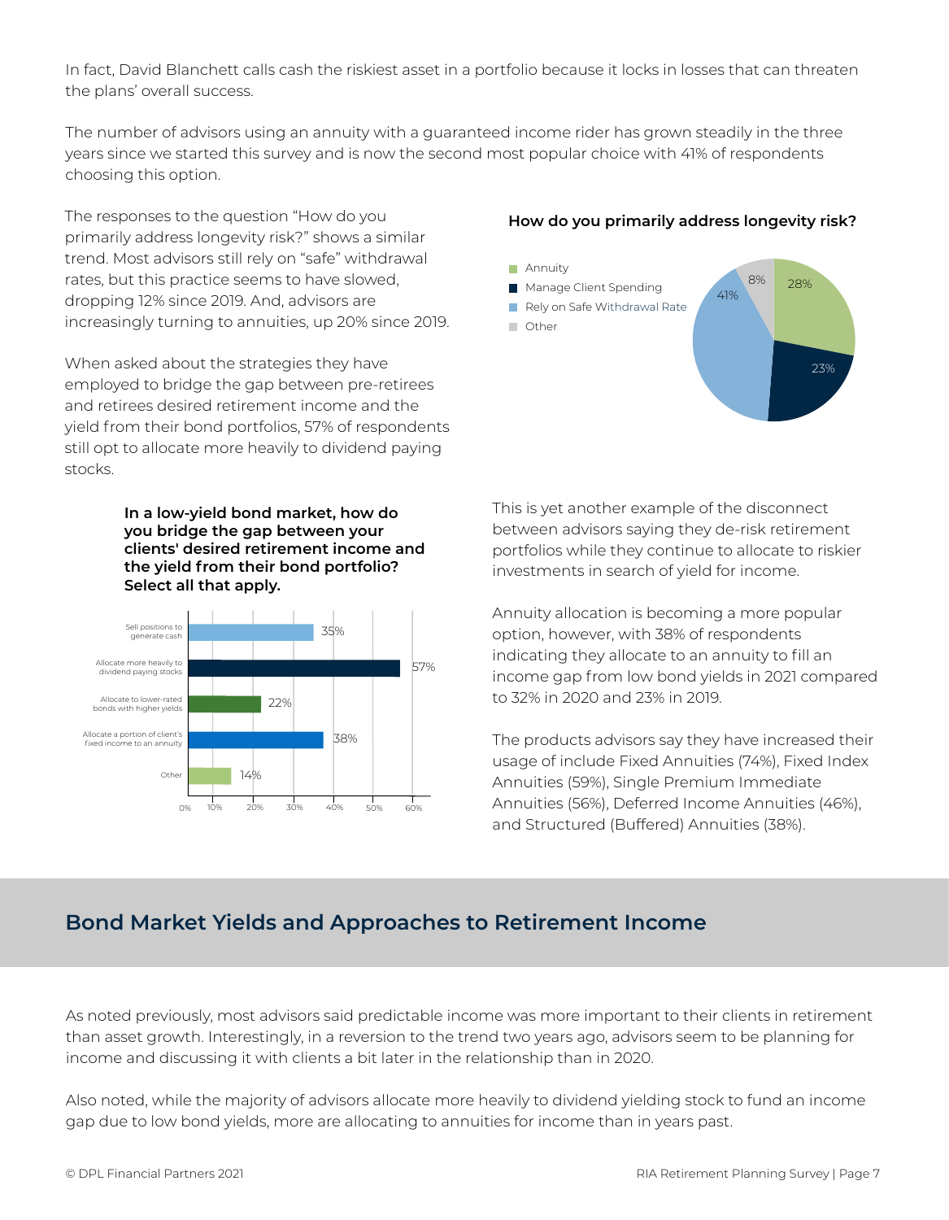In fact, David Blanchett calls cash the riskiest asset in a portfolio because it locks in losses that can threaten the plans' overall success.

The number of advisors using an annuity with a guaranteed income rider has grown steadily in the three years since we started this survey and is now the second most popular choice with 41% of respondents choosing this option.

The responses to the question "How do you primarily address longevity risk?" shows a similar trend. Most advisors still rely on "safe" withdrawal rates, but this practice seems to have slowed, dropping 12% since 2019. And, advisors are increasingly turning to annuities, up 20% since 2019.

**How do you primarily address longevity risk?**

| Response | Percentage |
|---|---|
| Annuity | 28% |
| Manage Client Spending | 23% |
| Rely on Safe Withdrawal Rate | 41% |
| Other | 8% |

When asked about the strategies they have employed to bridge the gap between pre-retirees and retirees desired retirement income and the yield from their bond portfolios, 57% of respondents still opt to allocate more heavily to dividend paying stocks.

**In a low-yield bond market, how do you bridge the gap between your clients' desired retirement income and the yield from their bond portfolio? Select all that apply.**

| Response | Percentage |
|---|---|
| Sell positions to generate cash | 35% |
| Allocate more heavily to dividend paying stocks | 57% |
| Allocate to lower-rated bonds with higher yields | 22% |
| Allocate a portion of client's fixed income to an annuity | 38% |
| Other | 14% |

This is yet another example of the disconnect between advisors saying they de-risk retirement portfolios while they continue to allocate to riskier investments in search of yield for income.

Annuity allocation is becoming a more popular option, however, with 38% of respondents indicating they allocate to an annuity to fill an income gap from low bond yields in 2021 compared to 32% in 2020 and 23% in 2019.

The products advisors say they have increased their usage of include Fixed Annuities (74%), Fixed Index Annuities (59%), Single Premium Immediate Annuities (56%), Deferred Income Annuities (46%), and Structured (Buffered) Annuities (38%).

## Bond Market Yields and Approaches to Retirement Income

As noted previously, most advisors said predictable income was more important to their clients in retirement than asset growth. Interestingly, in a reversion to the trend two years ago, advisors seem to be planning for income and discussing it with clients a bit later in the relationship than in 2020.

Also noted, while the majority of advisors allocate more heavily to dividend yielding stock to fund an income gap due to low bond yields, more are allocating to annuities for income than in years past.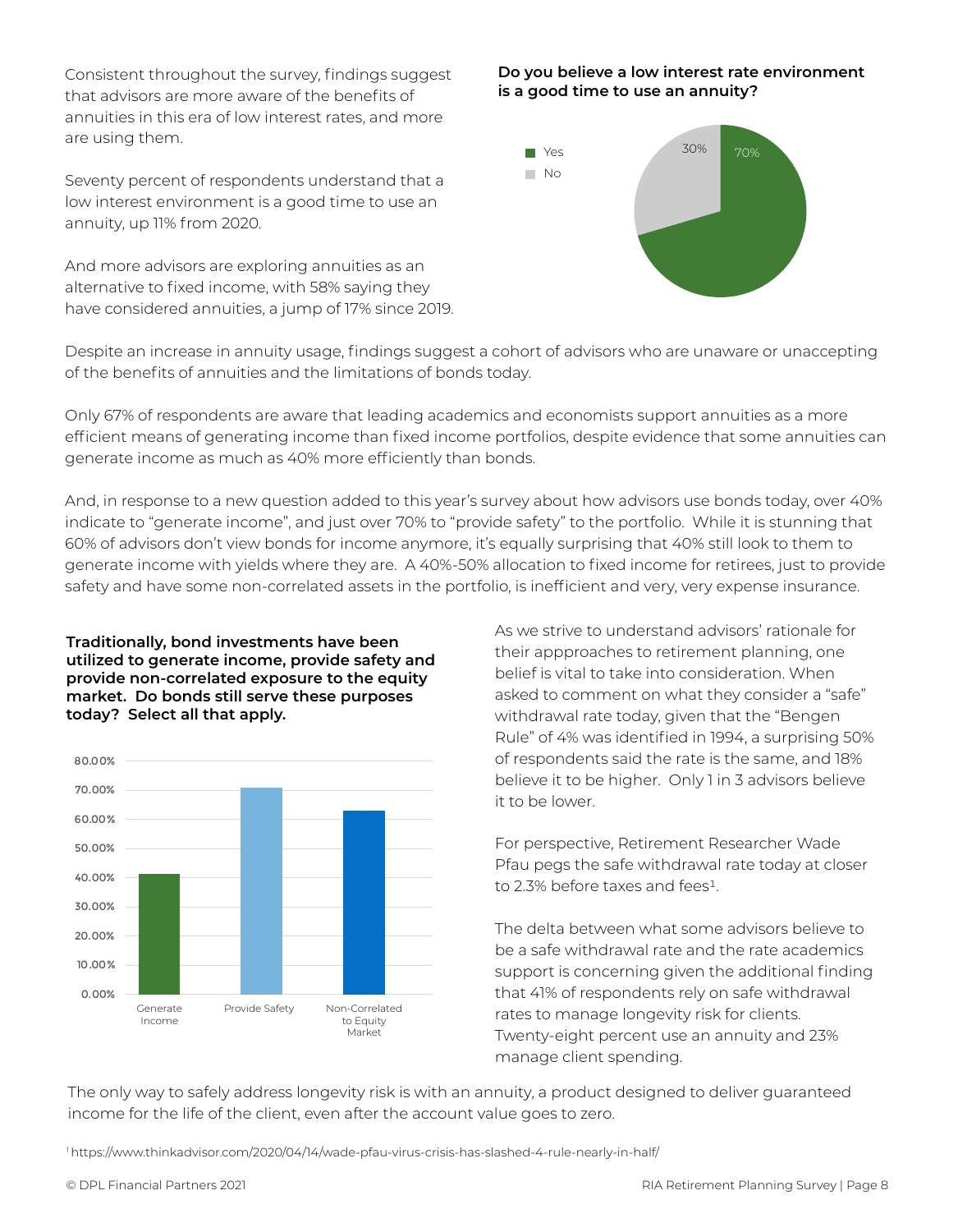Consistent throughout the survey, findings suggest that advisors are more aware of the benefits of annuities in this era of low interest rates, and more are using them.

Seventy percent of respondents understand that a low interest environment is a good time to use an annuity, up 11% from 2020.

And more advisors are exploring annuities as an alternative to fixed income, with 58% saying they have considered annuities, a jump of 17% since 2019.

**Do you believe a low interest rate environment is a good time to use an annuity?**

| Response | Percent |
|---|---|
| Yes | 70% |
| No | 30% |

Despite an increase in annuity usage, findings suggest a cohort of advisors who are unaware or unaccepting of the benefits of annuities and the limitations of bonds today.

Only 67% of respondents are aware that leading academics and economists support annuities as a more efficient means of generating income than fixed income portfolios, despite evidence that some annuities can generate income as much as 40% more efficiently than bonds.

And, in response to a new question added to this year's survey about how advisors use bonds today, over 40% indicate to "generate income", and just over 70% to "provide safety" to the portfolio. While it is stunning that 60% of advisors don't view bonds for income anymore, it's equally surprising that 40% still look to them to generate income with yields where they are. A 40%-50% allocation to fixed income for retirees, just to provide safety and have some non-correlated assets in the portfolio, is inefficient and very, very expense insurance.

**Traditionally, bond investments have been utilized to generate income, provide safety and provide non-correlated exposure to the equity market. Do bonds still serve these purposes today? Select all that apply.**

| Purpose | Percent (approx.) |
|---|---|
| Generate Income | ~41% |
| Provide Safety | ~71% |
| Non-Correlated to Equity Market | ~63% |

As we strive to understand advisors' rationale for their appproaches to retirement planning, one belief is vital to take into consideration. When asked to comment on what they consider a "safe" withdrawal rate today, given that the "Bengen Rule" of 4% was identified in 1994, a surprising 50% of respondents said the rate is the same, and 18% believe it to be higher. Only 1 in 3 advisors believe it to be lower.

For perspective, Retirement Researcher Wade Pfau pegs the safe withdrawal rate today at closer to 2.3% before taxes and fees[1].

The delta between what some advisors believe to be a safe withdrawal rate and the rate academics support is concerning given the additional finding that 41% of respondents rely on safe withdrawal rates to manage longevity risk for clients. Twenty-eight percent use an annuity and 23% manage client spending.

The only way to safely address longevity risk is with an annuity, a product designed to deliver guaranteed income for the life of the client, even after the account value goes to zero.

[1] https://www.thinkadvisor.com/2020/04/14/wade-pfau-virus-crisis-has-slashed-4-rule-nearly-in-half/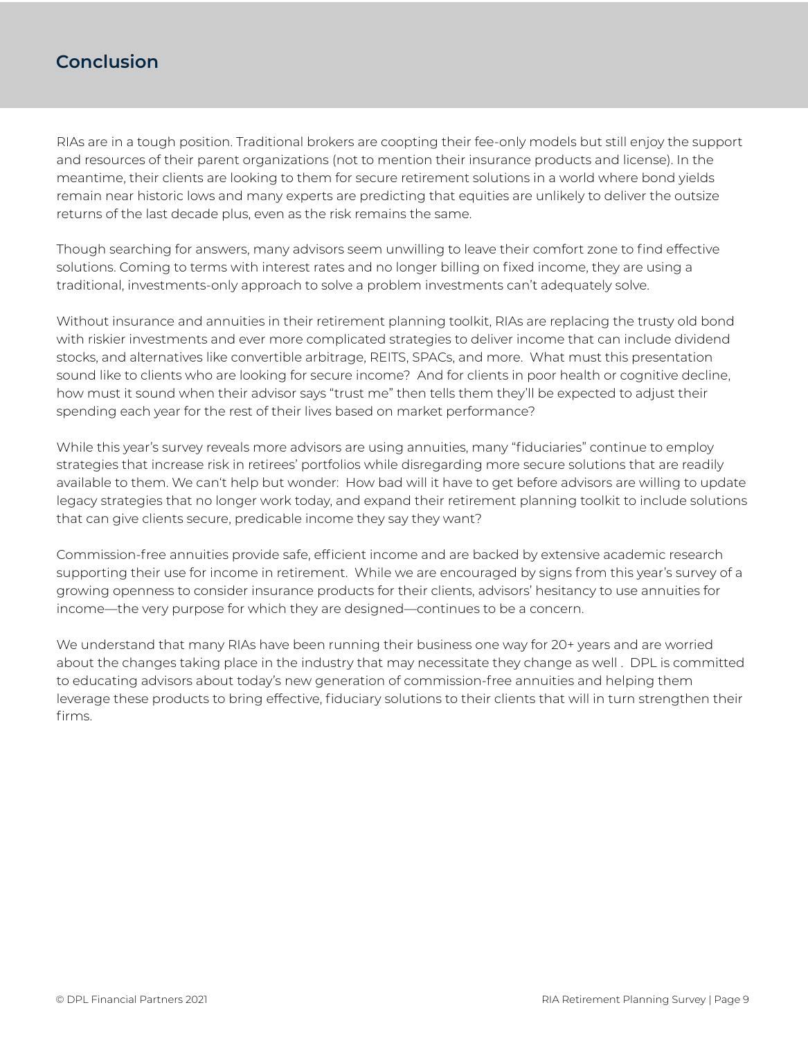## Conclusion

RIAs are in a tough position. Traditional brokers are coopting their fee-only models but still enjoy the support and resources of their parent organizations (not to mention their insurance products and license). In the meantime, their clients are looking to them for secure retirement solutions in a world where bond yields remain near historic lows and many experts are predicting that equities are unlikely to deliver the outsize returns of the last decade plus, even as the risk remains the same.

Though searching for answers, many advisors seem unwilling to leave their comfort zone to find effective solutions. Coming to terms with interest rates and no longer billing on fixed income, they are using a traditional, investments-only approach to solve a problem investments can't adequately solve.

Without insurance and annuities in their retirement planning toolkit, RIAs are replacing the trusty old bond with riskier investments and ever more complicated strategies to deliver income that can include dividend stocks, and alternatives like convertible arbitrage, REITS, SPACs, and more. What must this presentation sound like to clients who are looking for secure income? And for clients in poor health or cognitive decline, how must it sound when their advisor says "trust me" then tells them they'll be expected to adjust their spending each year for the rest of their lives based on market performance?

While this year's survey reveals more advisors are using annuities, many "fiduciaries" continue to employ strategies that increase risk in retirees' portfolios while disregarding more secure solutions that are readily available to them. We can't help but wonder: How bad will it have to get before advisors are willing to update legacy strategies that no longer work today, and expand their retirement planning toolkit to include solutions that can give clients secure, predicable income they say they want?

Commission-free annuities provide safe, efficient income and are backed by extensive academic research supporting their use for income in retirement. While we are encouraged by signs from this year's survey of a growing openness to consider insurance products for their clients, advisors' hesitancy to use annuities for income—the very purpose for which they are designed—continues to be a concern.

We understand that many RIAs have been running their business one way for 20+ years and are worried about the changes taking place in the industry that may necessitate they change as well . DPL is committed to educating advisors about today's new generation of commission-free annuities and helping them leverage these products to bring effective, fiduciary solutions to their clients that will in turn strengthen their firms.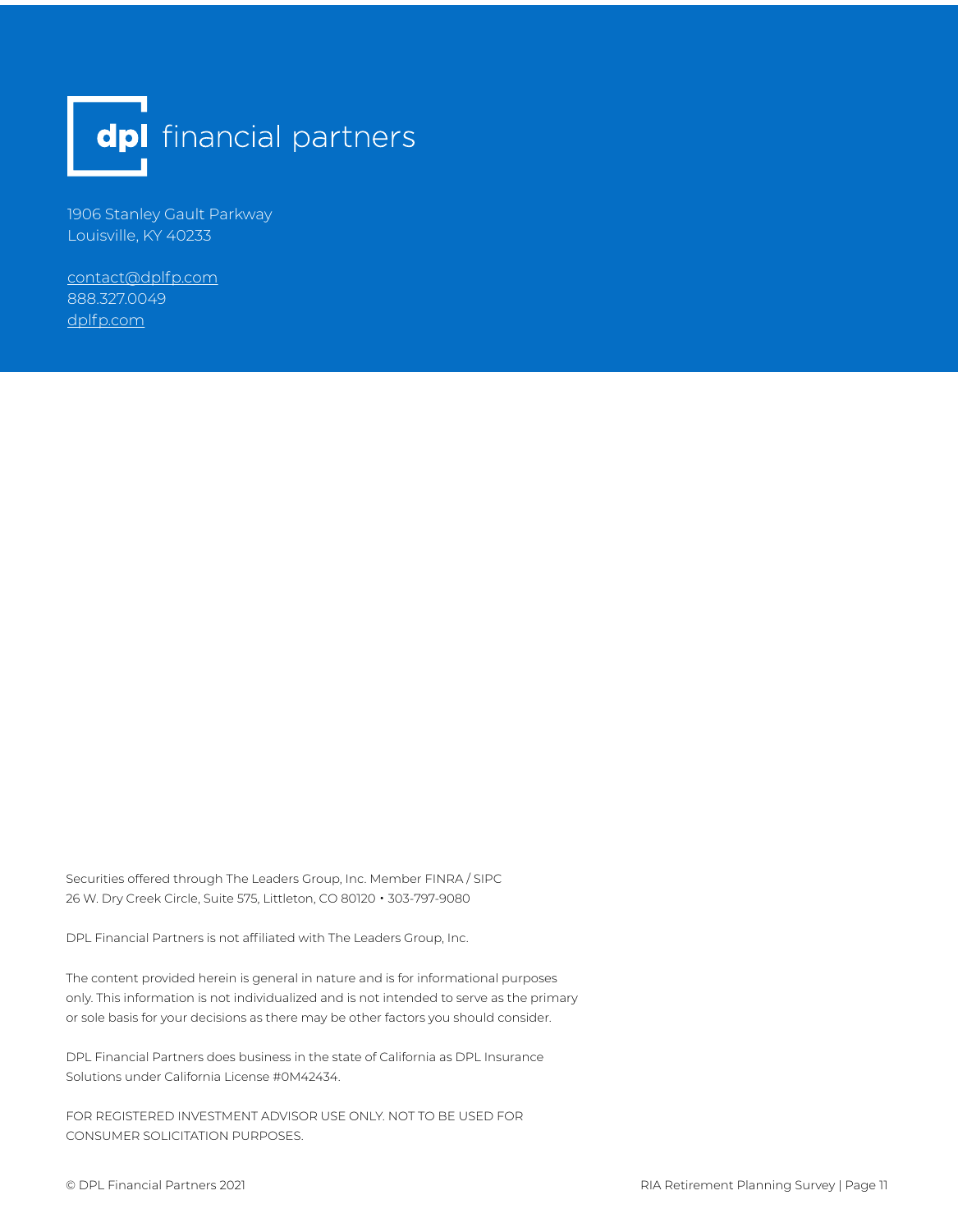**dpl** financial partners

1906 Stanley Gault Parkway
Louisville, KY 40233

contact@dplfp.com
888.327.0049
dplfp.com

Securities offered through The Leaders Group, Inc. Member FINRA / SIPC
26 W. Dry Creek Circle, Suite 575, Littleton, CO 80120 • 303-797-9080

DPL Financial Partners is not affiliated with The Leaders Group, Inc.

The content provided herein is general in nature and is for informational purposes only. This information is not individualized and is not intended to serve as the primary or sole basis for your decisions as there may be other factors you should consider.

DPL Financial Partners does business in the state of California as DPL Insurance Solutions under California License #0M42434.

FOR REGISTERED INVESTMENT ADVISOR USE ONLY. NOT TO BE USED FOR CONSUMER SOLICITATION PURPOSES.

© DPL Financial Partners 2021